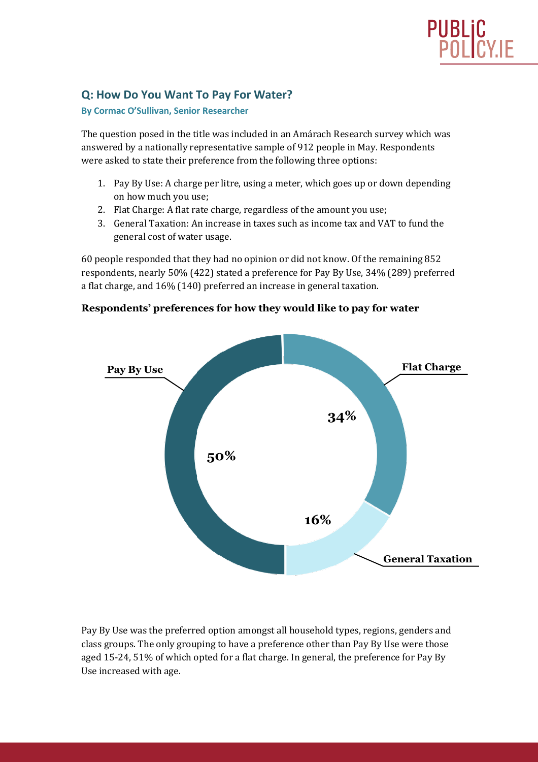## Q: How Do You Want To Pay For Water?

**By Cormac O'Sullivan, Senior Researcher**

The question posed in the title was included in an Amárach Research survey which was answered by a nationally representative sample of 912 people in May. Respondents were asked to state their preference from the following three options:

1. Pay By Use: A charge per litre, using a meter, which goes up or down depending on how much you use;
2. Flat Charge: A flat rate charge, regardless of the amount you use;
3. General Taxation: An increase in taxes such as income tax and VAT to fund the general cost of water usage.

60 people responded that they had no opinion or did not know. Of the remaining 852 respondents, nearly 50% (422) stated a preference for Pay By Use, 34% (289) preferred a flat charge, and 16% (140) preferred an increase in general taxation.

**Respondents' preferences for how they would like to pay for water**

Pay By Use
50%
Flat Charge
34%
General Taxation
16%

Pay By Use was the preferred option amongst all household types, regions, genders and class groups. The only grouping to have a preference other than Pay By Use were those aged 15-24, 51% of which opted for a flat charge. In general, the preference for Pay By Use increased with age.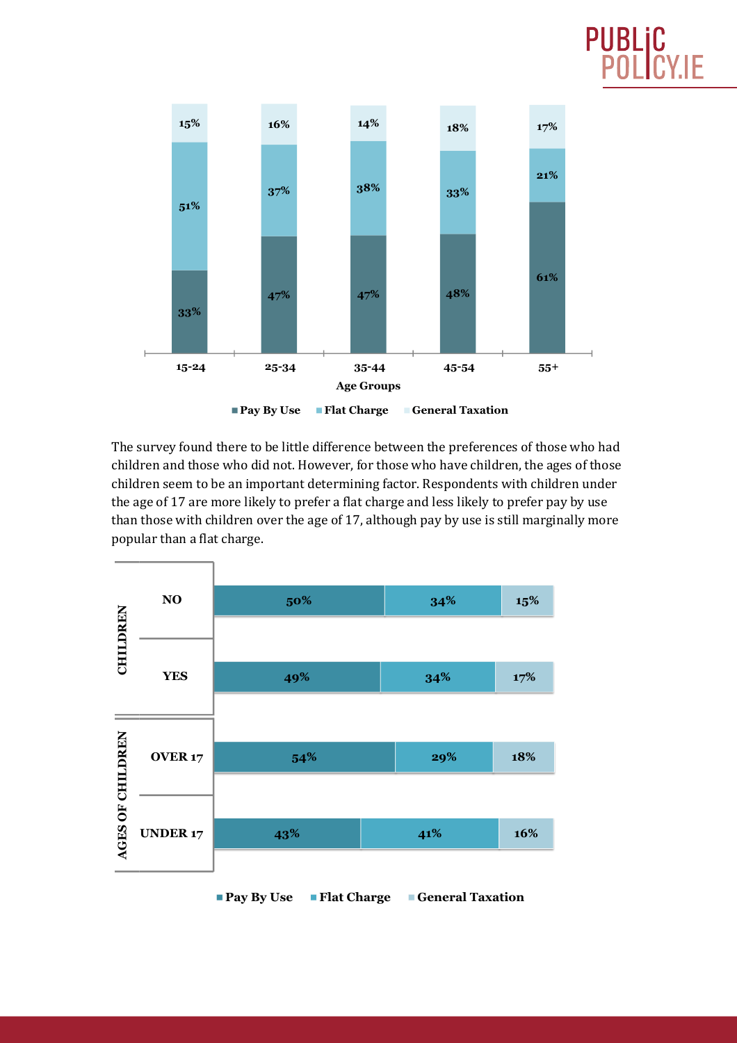15%
51%
33%

16%
37%
47%

14%
38%
47%

18%
33%
48%

17%
21%
61%

15-24
25-34
35-44
45-54
55+

Age Groups

Pay By Use
Flat Charge
General Taxation

The survey found there to be little difference between the preferences of those who had children and those who did not. However, for those who have children, the ages of those children seem to be an important determining factor. Respondents with children under the age of 17 are more likely to prefer a flat charge and less likely to prefer pay by use than those with children over the age of 17, although pay by use is still marginally more popular than a flat charge.

CHILDREN

NO
50%
34%
15%

YES
49%
34%
17%

AGES OF CHILDREN

OVER 17
54%
29%
18%

UNDER 17
43%
41%
16%

Pay By Use
Flat Charge
General Taxation